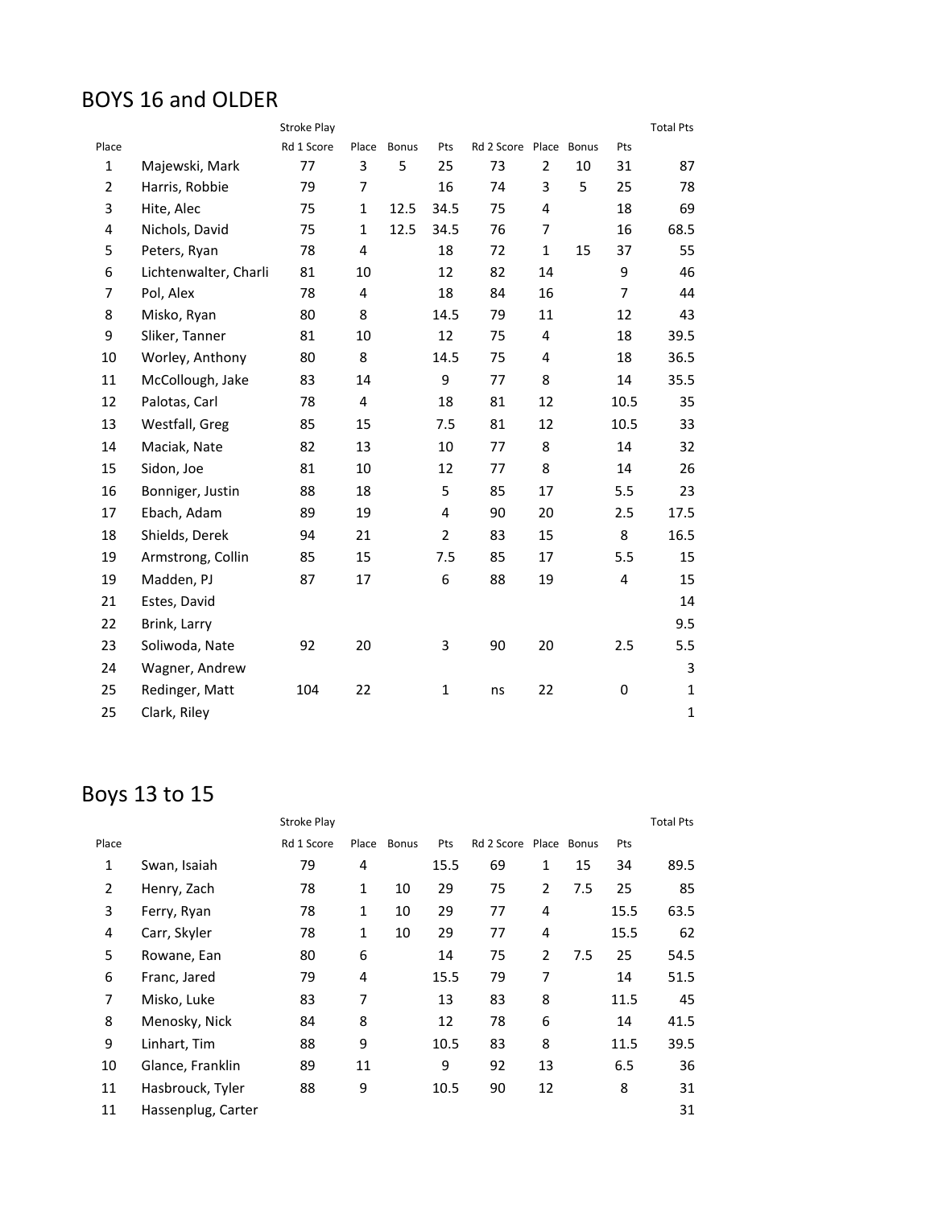# BOYS 16 and OLDER

| | | Stroke Play | | | | | | | | Total Pts |
|---|---|---|---|---|---|---|---|---|---|---|
| Place | | Rd 1 Score | Place | Bonus | Pts | Rd 2 Score | Place | Bonus | Pts | |
| 1 | Majewski, Mark | 77 | 3 | 5 | 25 | 73 | 2 | 10 | 31 | 87 |
| 2 | Harris, Robbie | 79 | 7 | | 16 | 74 | 3 | 5 | 25 | 78 |
| 3 | Hite, Alec | 75 | 1 | 12.5 | 34.5 | 75 | 4 | | 18 | 69 |
| 4 | Nichols, David | 75 | 1 | 12.5 | 34.5 | 76 | 7 | | 16 | 68.5 |
| 5 | Peters, Ryan | 78 | 4 | | 18 | 72 | 1 | 15 | 37 | 55 |
| 6 | Lichtenwalter, Charli | 81 | 10 | | 12 | 82 | 14 | | 9 | 46 |
| 7 | Pol, Alex | 78 | 4 | | 18 | 84 | 16 | | 7 | 44 |
| 8 | Misko, Ryan | 80 | 8 | | 14.5 | 79 | 11 | | 12 | 43 |
| 9 | Sliker, Tanner | 81 | 10 | | 12 | 75 | 4 | | 18 | 39.5 |
| 10 | Worley, Anthony | 80 | 8 | | 14.5 | 75 | 4 | | 18 | 36.5 |
| 11 | McCollough, Jake | 83 | 14 | | 9 | 77 | 8 | | 14 | 35.5 |
| 12 | Palotas, Carl | 78 | 4 | | 18 | 81 | 12 | | 10.5 | 35 |
| 13 | Westfall, Greg | 85 | 15 | | 7.5 | 81 | 12 | | 10.5 | 33 |
| 14 | Maciak, Nate | 82 | 13 | | 10 | 77 | 8 | | 14 | 32 |
| 15 | Sidon, Joe | 81 | 10 | | 12 | 77 | 8 | | 14 | 26 |
| 16 | Bonniger, Justin | 88 | 18 | | 5 | 85 | 17 | | 5.5 | 23 |
| 17 | Ebach, Adam | 89 | 19 | | 4 | 90 | 20 | | 2.5 | 17.5 |
| 18 | Shields, Derek | 94 | 21 | | 2 | 83 | 15 | | 8 | 16.5 |
| 19 | Armstrong, Collin | 85 | 15 | | 7.5 | 85 | 17 | | 5.5 | 15 |
| 19 | Madden, PJ | 87 | 17 | | 6 | 88 | 19 | | 4 | 15 |
| 21 | Estes, David | | | | | | | | | 14 |
| 22 | Brink, Larry | | | | | | | | | 9.5 |
| 23 | Soliwoda, Nate | 92 | 20 | | 3 | 90 | 20 | | 2.5 | 5.5 |
| 24 | Wagner, Andrew | | | | | | | | | 3 |
| 25 | Redinger, Matt | 104 | 22 | | 1 | ns | 22 | | 0 | 1 |
| 25 | Clark, Riley | | | | | | | | | 1 |

# Boys 13 to 15

| | | Stroke Play | | | | | | | | Total Pts |
|---|---|---|---|---|---|---|---|---|---|---|
| Place | | Rd 1 Score | Place | Bonus | Pts | Rd 2 Score | Place | Bonus | Pts | |
| 1 | Swan, Isaiah | 79 | 4 | | 15.5 | 69 | 1 | 15 | 34 | 89.5 |
| 2 | Henry, Zach | 78 | 1 | 10 | 29 | 75 | 2 | 7.5 | 25 | 85 |
| 3 | Ferry, Ryan | 78 | 1 | 10 | 29 | 77 | 4 | | 15.5 | 63.5 |
| 4 | Carr, Skyler | 78 | 1 | 10 | 29 | 77 | 4 | | 15.5 | 62 |
| 5 | Rowane, Ean | 80 | 6 | | 14 | 75 | 2 | 7.5 | 25 | 54.5 |
| 6 | Franc, Jared | 79 | 4 | | 15.5 | 79 | 7 | | 14 | 51.5 |
| 7 | Misko, Luke | 83 | 7 | | 13 | 83 | 8 | | 11.5 | 45 |
| 8 | Menosky, Nick | 84 | 8 | | 12 | 78 | 6 | | 14 | 41.5 |
| 9 | Linhart, Tim | 88 | 9 | | 10.5 | 83 | 8 | | 11.5 | 39.5 |
| 10 | Glance, Franklin | 89 | 11 | | 9 | 92 | 13 | | 6.5 | 36 |
| 11 | Hasbrouck, Tyler | 88 | 9 | | 10.5 | 90 | 12 | | 8 | 31 |
| 11 | Hassenplug, Carter | | | | | | | | | 31 |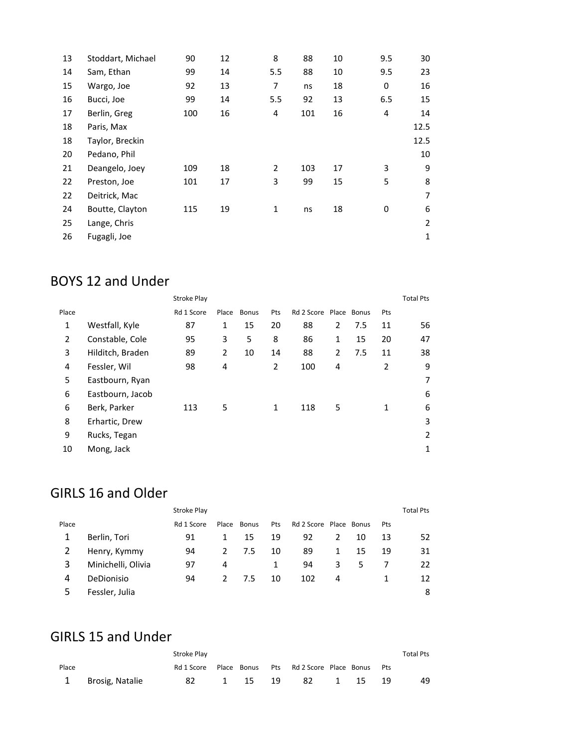| | | | | | | | | | | |
|---|---|---|---|---|---|---|---|---|---|---|
| 13 | Stoddart, Michael | 90 | 12 | | 8 | 88 | 10 | | 9.5 | 30 |
| 14 | Sam, Ethan | 99 | 14 | | 5.5 | 88 | 10 | | 9.5 | 23 |
| 15 | Wargo, Joe | 92 | 13 | | 7 | ns | 18 | | 0 | 16 |
| 16 | Bucci, Joe | 99 | 14 | | 5.5 | 92 | 13 | | 6.5 | 15 |
| 17 | Berlin, Greg | 100 | 16 | | 4 | 101 | 16 | | 4 | 14 |
| 18 | Paris, Max | | | | | | | | | 12.5 |
| 18 | Taylor, Breckin | | | | | | | | | 12.5 |
| 20 | Pedano, Phil | | | | | | | | | 10 |
| 21 | Deangelo, Joey | 109 | 18 | | 2 | 103 | 17 | | 3 | 9 |
| 22 | Preston, Joe | 101 | 17 | | 3 | 99 | 15 | | 5 | 8 |
| 22 | Deitrick, Mac | | | | | | | | | 7 |
| 24 | Boutte, Clayton | 115 | 19 | | 1 | ns | 18 | | 0 | 6 |
| 25 | Lange, Chris | | | | | | | | | 2 |
| 26 | Fugagli, Joe | | | | | | | | | 1 |

## BOYS 12 and Under

| | | Stroke Play | | | | | | | | Total Pts |
|---|---|---|---|---|---|---|---|---|---|---|
| Place | | Rd 1 Score | Place | Bonus | Pts | Rd 2 Score | Place | Bonus | Pts | |
| 1 | Westfall, Kyle | 87 | 1 | 15 | 20 | 88 | 2 | 7.5 | 11 | 56 |
| 2 | Constable, Cole | 95 | 3 | 5 | 8 | 86 | 1 | 15 | 20 | 47 |
| 3 | Hilditch, Braden | 89 | 2 | 10 | 14 | 88 | 2 | 7.5 | 11 | 38 |
| 4 | Fessler, Wil | 98 | 4 | | 2 | 100 | 4 | | 2 | 9 |
| 5 | Eastbourn, Ryan | | | | | | | | | 7 |
| 6 | Eastbourn, Jacob | | | | | | | | | 6 |
| 6 | Berk, Parker | 113 | 5 | | 1 | 118 | 5 | | 1 | 6 |
| 8 | Erhartic, Drew | | | | | | | | | 3 |
| 9 | Rucks, Tegan | | | | | | | | | 2 |
| 10 | Mong, Jack | | | | | | | | | 1 |

## GIRLS 16 and Older

| | | Stroke Play | | | | | | | | Total Pts |
|---|---|---|---|---|---|---|---|---|---|---|
| Place | | Rd 1 Score | Place | Bonus | Pts | Rd 2 Score | Place | Bonus | Pts | |
| 1 | Berlin, Tori | 91 | 1 | 15 | 19 | 92 | 2 | 10 | 13 | 52 |
| 2 | Henry, Kymmy | 94 | 2 | 7.5 | 10 | 89 | 1 | 15 | 19 | 31 |
| 3 | Minichelli, Olivia | 97 | 4 | | 1 | 94 | 3 | 5 | 7 | 22 |
| 4 | DeDionisio | 94 | 2 | 7.5 | 10 | 102 | 4 | | 1 | 12 |
| 5 | Fessler, Julia | | | | | | | | | 8 |

## GIRLS 15 and Under

| | | Stroke Play | | | | | | | | Total Pts |
|---|---|---|---|---|---|---|---|---|---|---|
| Place | | Rd 1 Score | Place | Bonus | Pts | Rd 2 Score | Place | Bonus | Pts | |
| 1 | Brosig, Natalie | 82 | 1 | 15 | 19 | 82 | 1 | 15 | 19 | 49 |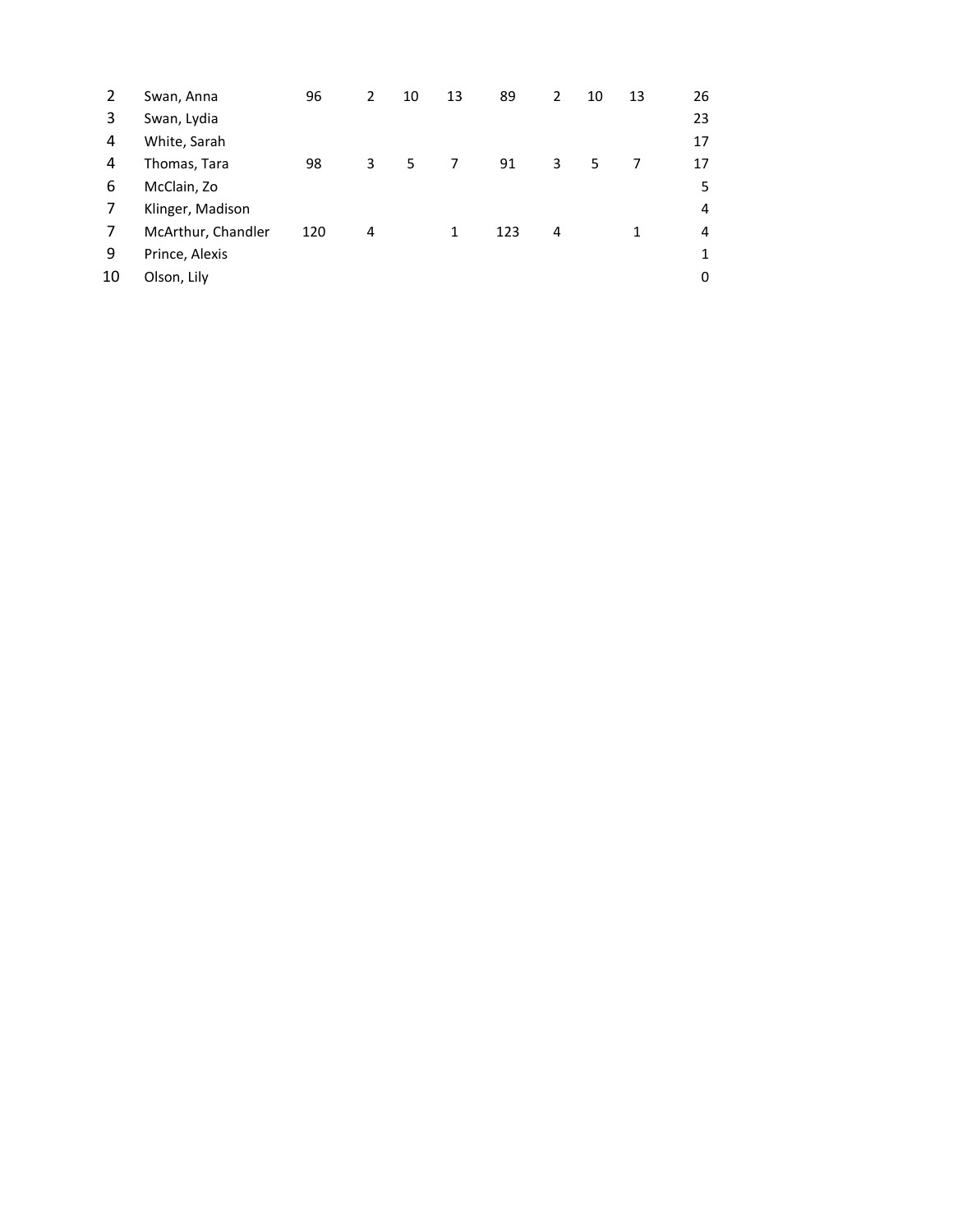| | | | | | | | | | | |
|---|---|---|---|---|---|---|---|---|---|---|
| 2 | Swan, Anna | 96 | 2 | 10 | 13 | 89 | 2 | 10 | 13 | 26 |
| 3 | Swan, Lydia | | | | | | | | | 23 |
| 4 | White, Sarah | | | | | | | | | 17 |
| 4 | Thomas, Tara | 98 | 3 | 5 | 7 | 91 | 3 | 5 | 7 | 17 |
| 6 | McClain, Zo | | | | | | | | | 5 |
| 7 | Klinger, Madison | | | | | | | | | 4 |
| 7 | McArthur, Chandler | 120 | 4 | | 1 | 123 | 4 | | 1 | 4 |
| 9 | Prince, Alexis | | | | | | | | | 1 |
| 10 | Olson, Lily | | | | | | | | | 0 |